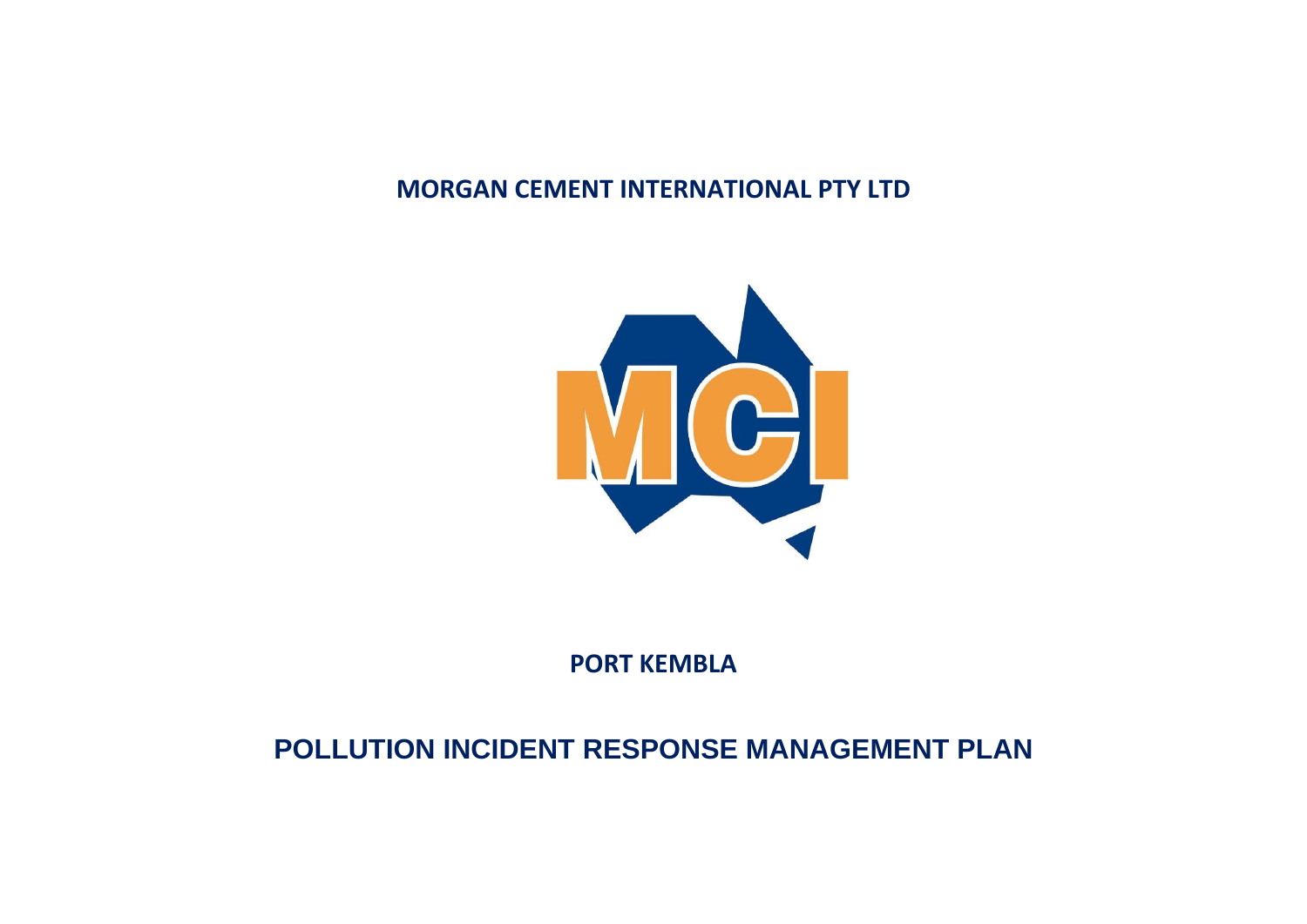**MORGAN CEMENT INTERNATIONAL PTY LTD**

**PORT KEMBLA**

# POLLUTION INCIDENT RESPONSE MANAGEMENT PLAN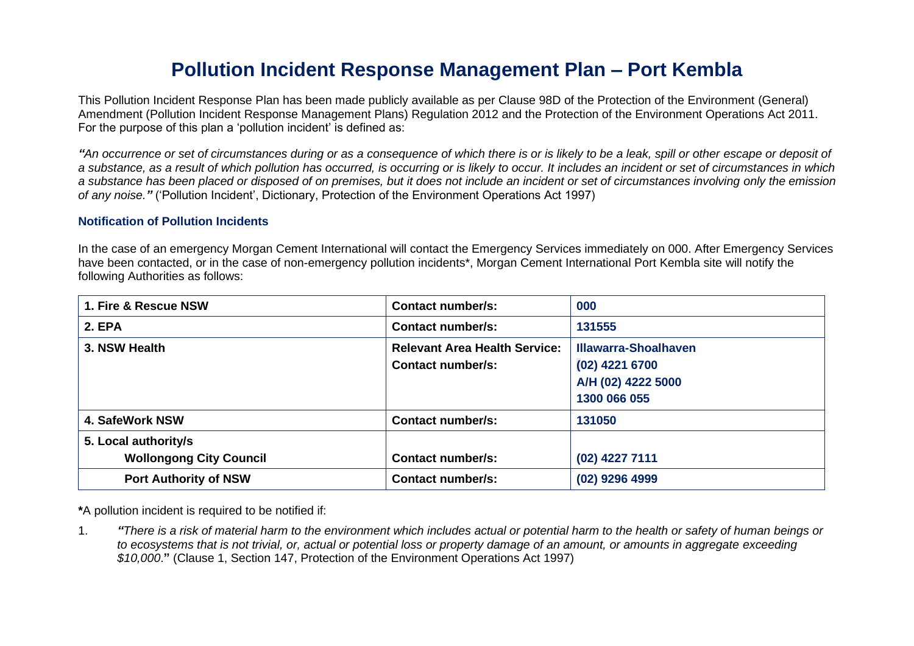# Pollution Incident Response Management Plan – Port Kembla

This Pollution Incident Response Plan has been made publicly available as per Clause 98D of the Protection of the Environment (General) Amendment (Pollution Incident Response Management Plans) Regulation 2012 and the Protection of the Environment Operations Act 2011. For the purpose of this plan a 'pollution incident' is defined as:

***"An occurrence or set of circumstances during or as a consequence of which there is or is likely to be a leak, spill or other escape or deposit of a substance, as a result of which pollution has occurred, is occurring or is likely to occur. It includes an incident or set of circumstances in which a substance has been placed or disposed of on premises, but it does not include an incident or set of circumstances involving only the emission of any noise."*** ('Pollution Incident', Dictionary, Protection of the Environment Operations Act 1997)

### Notification of Pollution Incidents

In the case of an emergency Morgan Cement International will contact the Emergency Services immediately on 000. After Emergency Services have been contacted, or in the case of non-emergency pollution incidents*, Morgan Cement International Port Kembla site will notify the following Authorities as follows:

| | | |
|---|---|---|
| **1. Fire & Rescue NSW** | **Contact number/s:** | **000** |
| **2. EPA** | **Contact number/s:** | **131555** |
| **3. NSW Health** | **Relevant Area Health Service:**<br>**Contact number/s:** | **Illawarra-Shoalhaven**<br>**(02) 4221 6700**<br>**A/H (02) 4222 5000**<br>**1300 066 055** |
| **4. SafeWork NSW** | **Contact number/s:** | **131050** |
| **5. Local authority/s**<br>**Wollongong City Council** | **Contact number/s:** | **(02) 4227 7111** |
| **Port Authority of NSW** | **Contact number/s:** | **(02) 9296 4999** |

**\***A pollution incident is required to be notified if:

1. ***"There is a risk of material harm to the environment which includes actual or potential harm to the health or safety of human beings or to ecosystems that is not trivial, or, actual or potential loss or property damage of an amount, or amounts in aggregate exceeding $10,000."*** (Clause 1, Section 147, Protection of the Environment Operations Act 1997)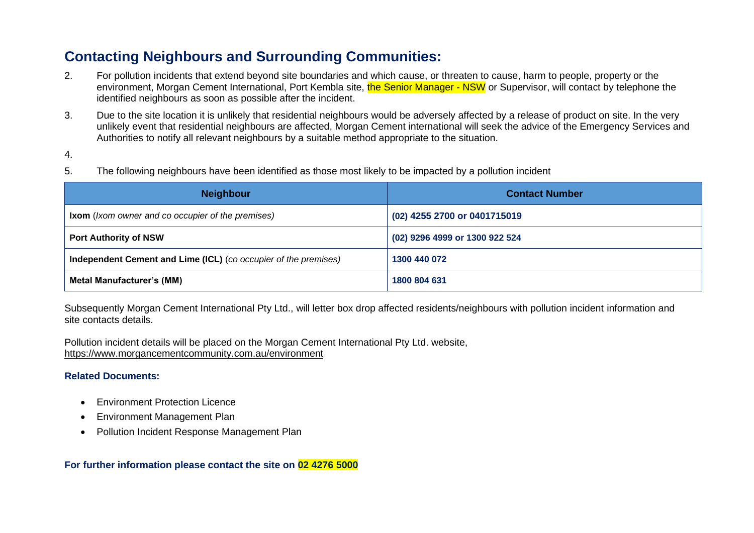## Contacting Neighbours and Surrounding Communities:

2. For pollution incidents that extend beyond site boundaries and which cause, or threaten to cause, harm to people, property or the environment, Morgan Cement International, Port Kembla site, the Senior Manager - NSW or Supervisor, will contact by telephone the identified neighbours as soon as possible after the incident.

3. Due to the site location it is unlikely that residential neighbours would be adversely affected by a release of product on site. In the very unlikely event that residential neighbours are affected, Morgan Cement international will seek the advice of the Emergency Services and Authorities to notify all relevant neighbours by a suitable method appropriate to the situation.

4.

5. The following neighbours have been identified as those most likely to be impacted by a pollution incident

| Neighbour | Contact Number |
| --- | --- |
| **Ixom** (*Ixom owner and co occupier of the premises*) | **(02) 4255 2700 or 0401715019** |
| **Port Authority of NSW** | **(02) 9296 4999 or 1300 922 524** |
| **Independent Cement and Lime (ICL)** (*co occupier of the premises*) | **1300 440 072** |
| **Metal Manufacturer's (MM)** | **1800 804 631** |

Subsequently Morgan Cement International Pty Ltd., will letter box drop affected residents/neighbours with pollution incident information and site contacts details.

Pollution incident details will be placed on the Morgan Cement International Pty Ltd. website, https://www.morgancementcommunity.com.au/environment

**Related Documents:**

- Environment Protection Licence
- Environment Management Plan
- Pollution Incident Response Management Plan

**For further information please contact the site on 02 4276 5000**